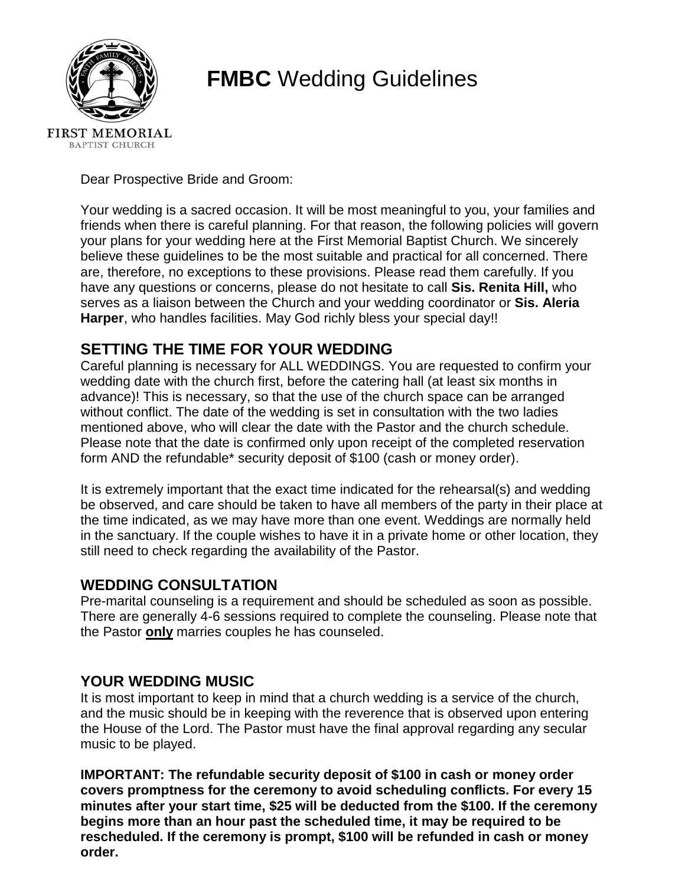# **FMBC** Wedding Guidelines

FIRST MEMORIAL
BAPTIST CHURCH

Dear Prospective Bride and Groom:

Your wedding is a sacred occasion. It will be most meaningful to you, your families and friends when there is careful planning. For that reason, the following policies will govern your plans for your wedding here at the First Memorial Baptist Church. We sincerely believe these guidelines to be the most suitable and practical for all concerned. There are, therefore, no exceptions to these provisions. Please read them carefully. If you have any questions or concerns, please do not hesitate to call **Sis. Renita Hill,** who serves as a liaison between the Church and your wedding coordinator or **Sis. Aleria Harper**, who handles facilities. May God richly bless your special day!!

## SETTING THE TIME FOR YOUR WEDDING

Careful planning is necessary for ALL WEDDINGS. You are requested to confirm your wedding date with the church first, before the catering hall (at least six months in advance)! This is necessary, so that the use of the church space can be arranged without conflict. The date of the wedding is set in consultation with the two ladies mentioned above, who will clear the date with the Pastor and the church schedule. Please note that the date is confirmed only upon receipt of the completed reservation form AND the refundable* security deposit of $100 (cash or money order).

It is extremely important that the exact time indicated for the rehearsal(s) and wedding be observed, and care should be taken to have all members of the party in their place at the time indicated, as we may have more than one event. Weddings are normally held in the sanctuary. If the couple wishes to have it in a private home or other location, they still need to check regarding the availability of the Pastor.

## WEDDING CONSULTATION

Pre-marital counseling is a requirement and should be scheduled as soon as possible. There are generally 4-6 sessions required to complete the counseling. Please note that the Pastor **only** marries couples he has counseled.

## YOUR WEDDING MUSIC

It is most important to keep in mind that a church wedding is a service of the church, and the music should be in keeping with the reverence that is observed upon entering the House of the Lord. The Pastor must have the final approval regarding any secular music to be played.

**IMPORTANT: The refundable security deposit of $100 in cash or money order covers promptness for the ceremony to avoid scheduling conflicts. For every 15 minutes after your start time, $25 will be deducted from the $100. If the ceremony begins more than an hour past the scheduled time, it may be required to be rescheduled. If the ceremony is prompt, $100 will be refunded in cash or money order.**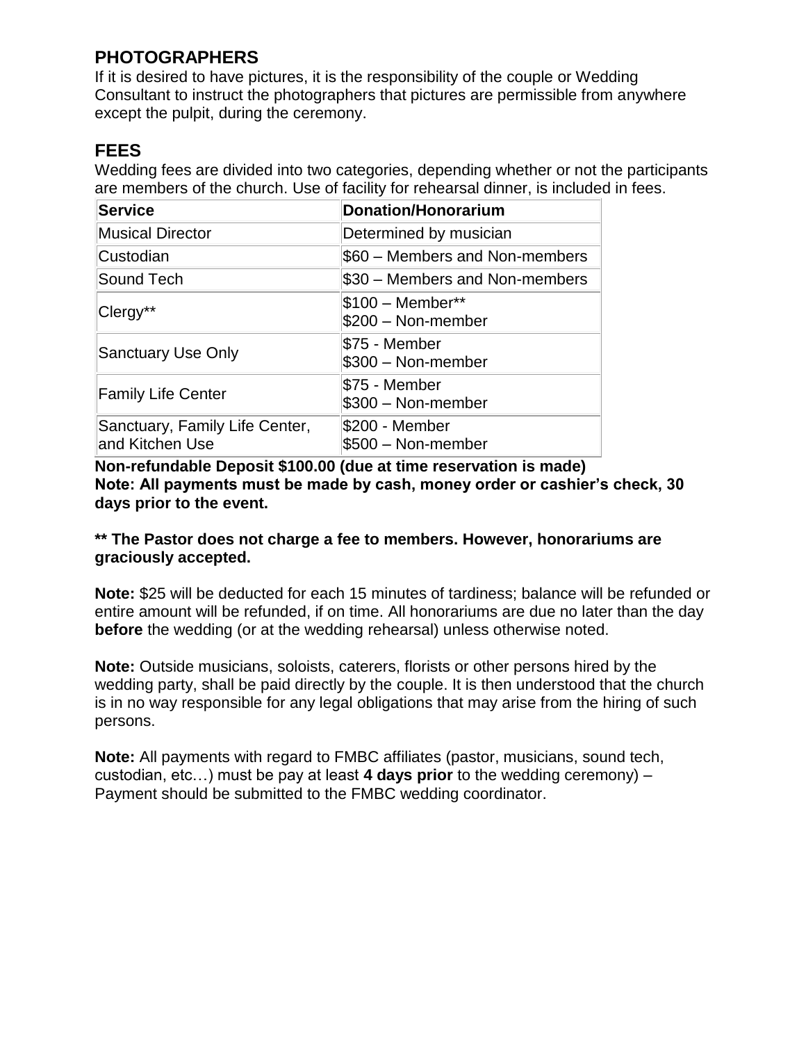## PHOTOGRAPHERS

If it is desired to have pictures, it is the responsibility of the couple or Wedding Consultant to instruct the photographers that pictures are permissible from anywhere except the pulpit, during the ceremony.

## FEES

Wedding fees are divided into two categories, depending whether or not the participants are members of the church. Use of facility for rehearsal dinner, is included in fees.

| Service | Donation/Honorarium |
|---|---|
| Musical Director | Determined by musician |
| Custodian | $60 – Members and Non-members |
| Sound Tech | $30 – Members and Non-members |
| Clergy** | $100 – Member**<br>$200 – Non-member |
| Sanctuary Use Only | $75 - Member<br>$300 – Non-member |
| Family Life Center | $75 - Member<br>$300 – Non-member |
| Sanctuary, Family Life Center, and Kitchen Use | $200 - Member<br>$500 – Non-member |

**Non-refundable Deposit $100.00 (due at time reservation is made)**
**Note: All payments must be made by cash, money order or cashier's check, 30 days prior to the event.**

**** The Pastor does not charge a fee to members. However, honorariums are graciously accepted.**

**Note:** $25 will be deducted for each 15 minutes of tardiness; balance will be refunded or entire amount will be refunded, if on time. All honorariums are due no later than the day **before** the wedding (or at the wedding rehearsal) unless otherwise noted.

**Note:** Outside musicians, soloists, caterers, florists or other persons hired by the wedding party, shall be paid directly by the couple. It is then understood that the church is in no way responsible for any legal obligations that may arise from the hiring of such persons.

**Note:** All payments with regard to FMBC affiliates (pastor, musicians, sound tech, custodian, etc…) must be pay at least **4 days prior** to the wedding ceremony) – Payment should be submitted to the FMBC wedding coordinator.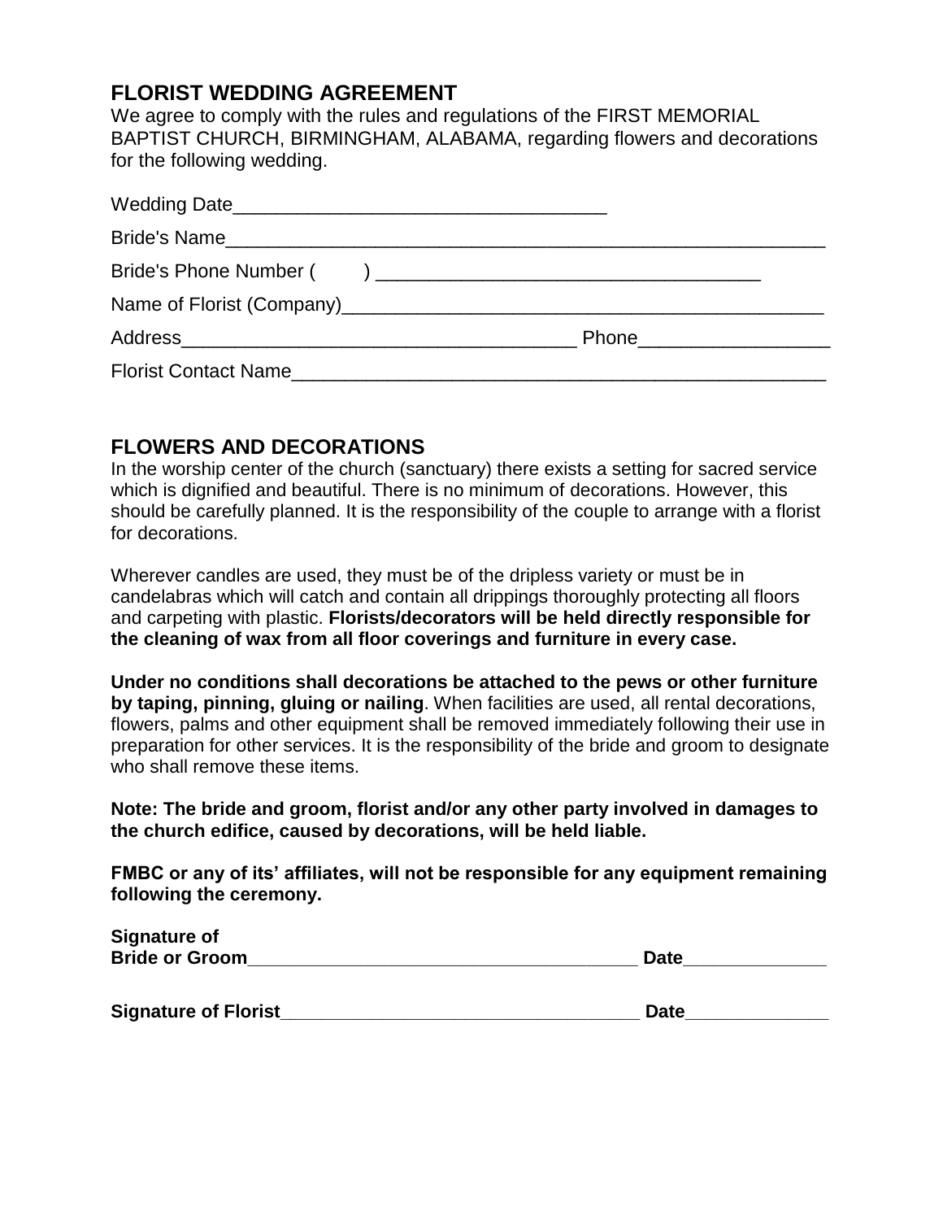## FLORIST WEDDING AGREEMENT

We agree to comply with the rules and regulations of the FIRST MEMORIAL BAPTIST CHURCH, BIRMINGHAM, ALABAMA, regarding flowers and decorations for the following wedding.

Wedding Date___________________________________

Bride's Name___________________________________________________________

Bride's Phone Number (     ) ____________________________________

Name of Florist (Company)_______________________________________________

Address_____________________________________ Phone__________________

Florist Contact Name____________________________________________________

## FLOWERS AND DECORATIONS

In the worship center of the church (sanctuary) there exists a setting for sacred service which is dignified and beautiful. There is no minimum of decorations. However, this should be carefully planned. It is the responsibility of the couple to arrange with a florist for decorations.

Wherever candles are used, they must be of the dripless variety or must be in candelabras which will catch and contain all drippings thoroughly protecting all floors and carpeting with plastic. **Florists/decorators will be held directly responsible for the cleaning of wax from all floor coverings and furniture in every case.**

**Under no conditions shall decorations be attached to the pews or other furniture by taping, pinning, gluing or nailing**. When facilities are used, all rental decorations, flowers, palms and other equipment shall be removed immediately following their use in preparation for other services. It is the responsibility of the bride and groom to designate who shall remove these items.

**Note: The bride and groom, florist and/or any other party involved in damages to the church edifice, caused by decorations, will be held liable.**

**FMBC or any of its' affiliates, will not be responsible for any equipment remaining following the ceremony.**

**Signature of Bride or Groom**_____________________________________ **Date**______________

**Signature of Florist**___________________________________ **Date**______________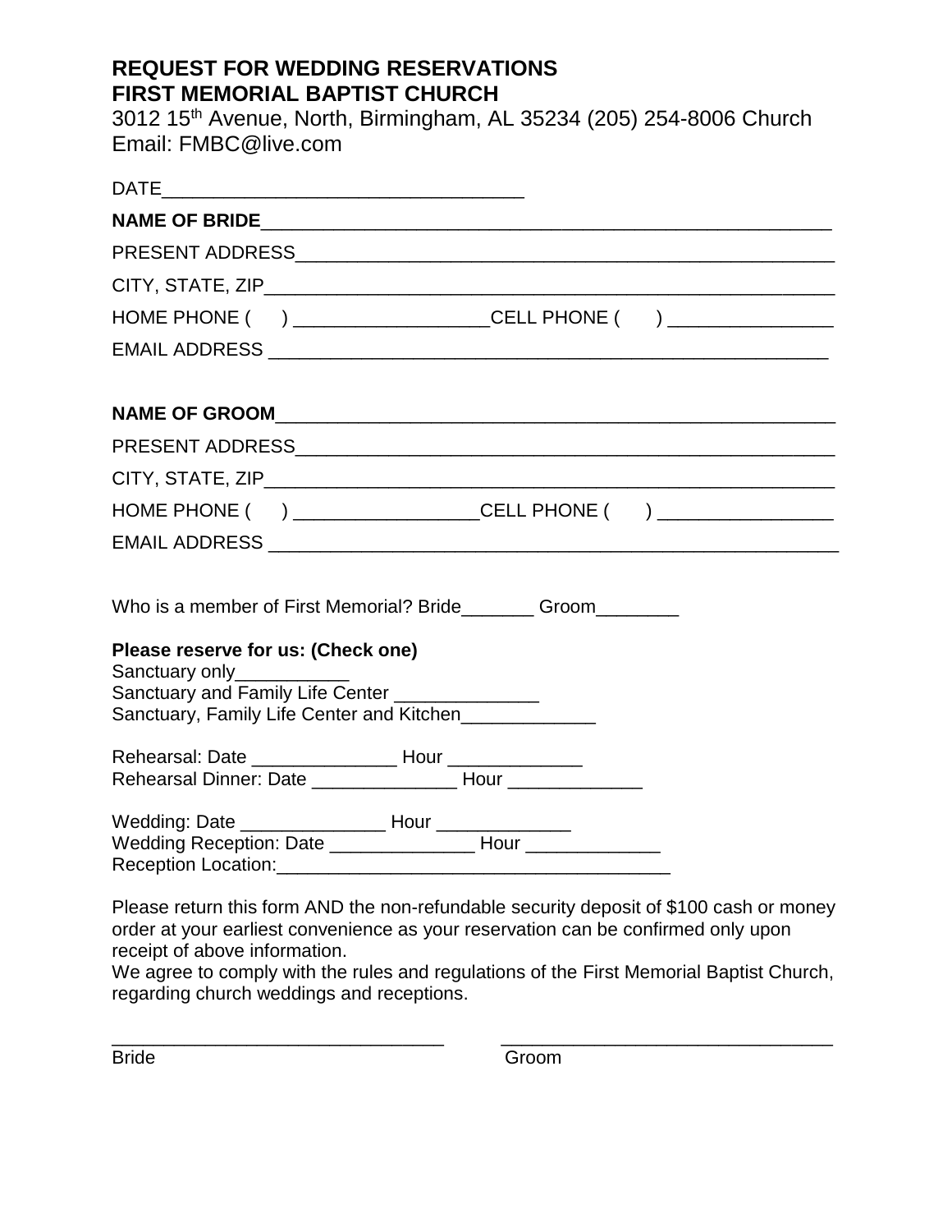**REQUEST FOR WEDDING RESERVATIONS**
**FIRST MEMORIAL BAPTIST CHURCH**

3012 15th Avenue, North, Birmingham, AL 35234 (205) 254-8006 Church
Email: FMBC@live.com

DATE_________________________________

**NAME OF BRIDE**_____________________________________________________

PRESENT ADDRESS____________________________________________________

CITY, STATE, ZIP______________________________________________________

HOME PHONE (     ) __________________CELL PHONE (     ) _______________

EMAIL ADDRESS _____________________________________________________

**NAME OF GROOM**____________________________________________________

PRESENT ADDRESS____________________________________________________

CITY, STATE, ZIP______________________________________________________

HOME PHONE (     ) _________________CELL PHONE (     ) ________________

EMAIL ADDRESS _______________________________________________________

Who is a member of First Memorial? Bride_______ Groom________

**Please reserve for us: (Check one)**
Sanctuary only___________
Sanctuary and Family Life Center ______________
Sanctuary, Family Life Center and Kitchen_____________

Rehearsal: Date ______________ Hour _____________
Rehearsal Dinner: Date ______________ Hour _____________

Wedding: Date ______________ Hour _____________
Wedding Reception: Date ______________ Hour _____________
Reception Location:_____________________________________

Please return this form AND the non-refundable security deposit of $100 cash or money order at your earliest convenience as your reservation can be confirmed only upon receipt of above information.
We agree to comply with the rules and regulations of the First Memorial Baptist Church, regarding church weddings and receptions.

_______________________________          _______________________________
Bride                                                                  Groom